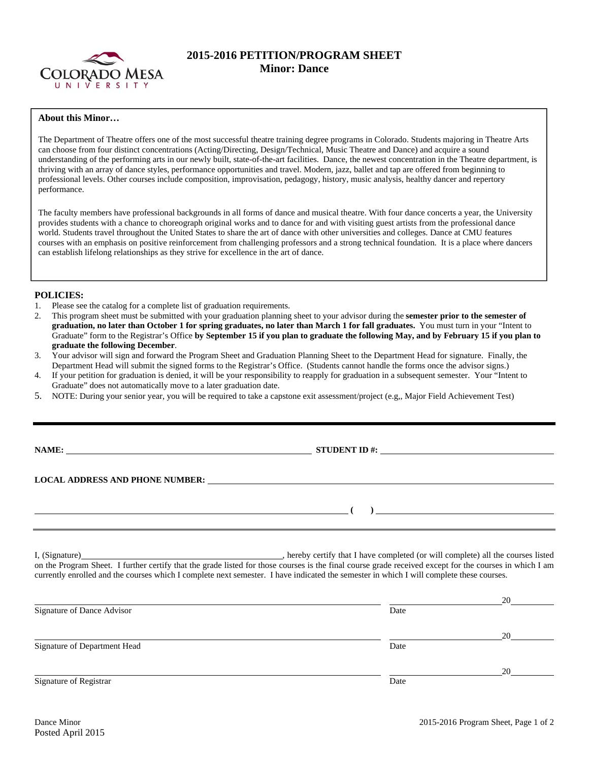# 2015-2016 PETITION/PROGRAM SHEET
## Minor: Dance

**About this Minor…**

The Department of Theatre offers one of the most successful theatre training degree programs in Colorado. Students majoring in Theatre Arts can choose from four distinct concentrations (Acting/Directing, Design/Technical, Music Theatre and Dance) and acquire a sound understanding of the performing arts in our newly built, state-of-the-art facilities. Dance, the newest concentration in the Theatre department, is thriving with an array of dance styles, performance opportunities and travel. Modern, jazz, ballet and tap are offered from beginning to professional levels. Other courses include composition, improvisation, pedagogy, history, music analysis, healthy dancer and repertory performance.

The faculty members have professional backgrounds in all forms of dance and musical theatre. With four dance concerts a year, the University provides students with a chance to choreograph original works and to dance for and with visiting guest artists from the professional dance world. Students travel throughout the United States to share the art of dance with other universities and colleges. Dance at CMU features courses with an emphasis on positive reinforcement from challenging professors and a strong technical foundation. It is a place where dancers can establish lifelong relationships as they strive for excellence in the art of dance.

**POLICIES:**

1. Please see the catalog for a complete list of graduation requirements.
2. This program sheet must be submitted with your graduation planning sheet to your advisor during the **semester prior to the semester of graduation, no later than October 1 for spring graduates, no later than March 1 for fall graduates.** You must turn in your "Intent to Graduate" form to the Registrar's Office **by September 15 if you plan to graduate the following May, and by February 15 if you plan to graduate the following December**.
3. Your advisor will sign and forward the Program Sheet and Graduation Planning Sheet to the Department Head for signature. Finally, the Department Head will submit the signed forms to the Registrar's Office. (Students cannot handle the forms once the advisor signs.)
4. If your petition for graduation is denied, it will be your responsibility to reapply for graduation in a subsequent semester. Your "Intent to Graduate" does not automatically move to a later graduation date.
5. NOTE: During your senior year, you will be required to take a capstone exit assessment/project (e.g,, Major Field Achievement Test)

---

**NAME:** ______________________________ **STUDENT ID #:** ______________________________

**LOCAL ADDRESS AND PHONE NUMBER:** ______________________________

______________________________ **( )** ______________________________

I, (Signature)______________________________, hereby certify that I have completed (or will complete) all the courses listed on the Program Sheet. I further certify that the grade listed for those courses is the final course grade received except for the courses in which I am currently enrolled and the courses which I complete next semester. I have indicated the semester in which I will complete these courses.

______________________________ ____________20______
Signature of Dance Advisor Date

______________________________ ____________20______
Signature of Department Head Date

______________________________ ____________20______
Signature of Registrar Date

Dance Minor
Posted April 2015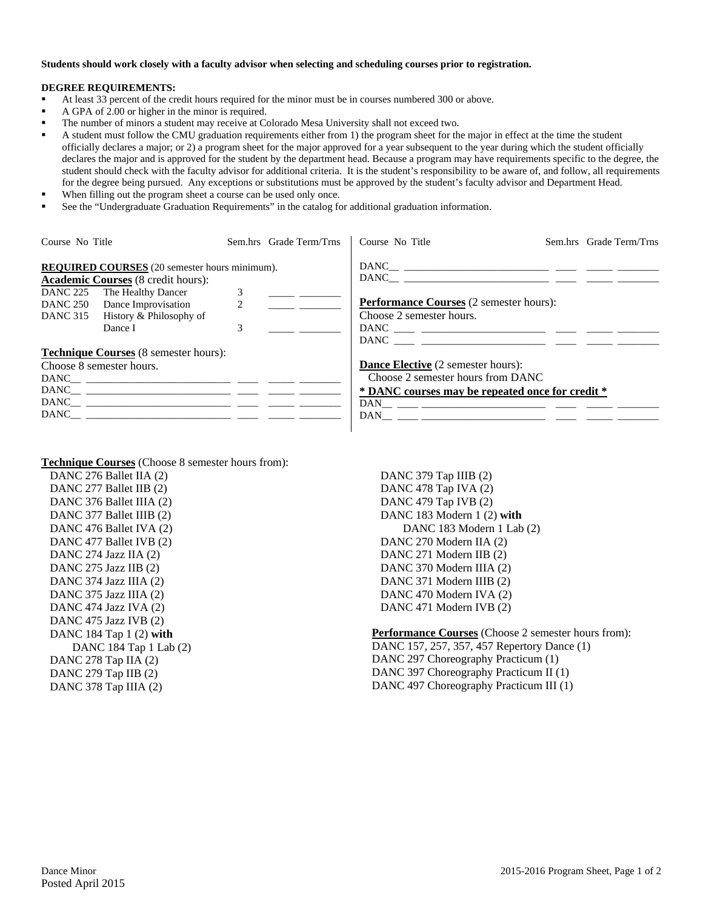**Students should work closely with a faculty advisor when selecting and scheduling courses prior to registration.**

**DEGREE REQUIREMENTS:**

- At least 33 percent of the credit hours required for the minor must be in courses numbered 300 or above.
- A GPA of 2.00 or higher in the minor is required.
- The number of minors a student may receive at Colorado Mesa University shall not exceed two.
- A student must follow the CMU graduation requirements either from 1) the program sheet for the major in effect at the time the student officially declares a major; or 2) a program sheet for the major approved for a year subsequent to the year during which the student officially declares the major and is approved for the student by the department head. Because a program may have requirements specific to the degree, the student should check with the faculty advisor for additional criteria. It is the student's responsibility to be aware of, and follow, all requirements for the degree being pursued. Any exceptions or substitutions must be approved by the student's faculty advisor and Department Head.
- When filling out the program sheet a course can be used only once.
- See the "Undergraduate Graduation Requirements" in the catalog for additional graduation information.

| Course No | Title | Sem.hrs | Grade | Term/Trns |
|---|---|---|---|---|
| **REQUIRED COURSES** (20 semester hours minimum). | | | | |
| **Academic Courses** (8 credit hours): | | | | |
| DANC 225 | The Healthy Dancer | 3 | _____ | ________ |
| DANC 250 | Dance Improvisation | 2 | _____ | ________ |
| DANC 315 | History & Philosophy of Dance I | 3 | _____ | ________ |
| **Technique Courses** (8 semester hours): Choose 8 semester hours. | | | | |
| DANC__ | ____________________________ | ____ | _____ | ________ |
| DANC__ | ____________________________ | ____ | _____ | ________ |
| DANC__ | ____________________________ | ____ | _____ | ________ |
| DANC__ | ____________________________ | ____ | _____ | ________ |
| DANC__ | ____________________________ | ____ | _____ | ________ |
| DANC__ | ____________________________ | ____ | _____ | ________ |
| **Performance Courses** (2 semester hours): Choose 2 semester hours. | | | | |
| DANC ____ | ________________________ | ____ | _____ | ________ |
| DANC ____ | ________________________ | ____ | _____ | ________ |
| **Dance Elective** (2 semester hours): Choose 2 semester hours from DANC | | | | |
| **\* DANC courses may be repeated once for credit \*** | | | | |
| DAN__ ____ | ________________________ | ____ | _____ | ________ |
| DAN__ ____ | ________________________ | ____ | _____ | ________ |

**Technique Courses** (Choose 8 semester hours from):

DANC 276 Ballet IIA (2)
DANC 277 Ballet IIB (2)
DANC 376 Ballet IIIA (2)
DANC 377 Ballet IIIB (2)
DANC 476 Ballet IVA (2)
DANC 477 Ballet IVB (2)
DANC 274 Jazz IIA (2)
DANC 275 Jazz IIB (2)
DANC 374 Jazz IIIA (2)
DANC 375 Jazz IIIA (2)
DANC 474 Jazz IVA (2)
DANC 475 Jazz IVB (2)
DANC 184 Tap 1 (2) **with**
DANC 184 Tap 1 Lab (2)
DANC 278 Tap IIA (2)
DANC 279 Tap IIB (2)
DANC 378 Tap IIIA (2)
DANC 379 Tap IIIB (2)
DANC 478 Tap IVA (2)
DANC 479 Tap IVB (2)
DANC 183 Modern 1 (2) **with**
DANC 183 Modern 1 Lab (2)
DANC 270 Modern IIA (2)
DANC 271 Modern IIB (2)
DANC 370 Modern IIIA (2)
DANC 371 Modern IIIB (2)
DANC 470 Modern IVA (2)
DANC 471 Modern IVB (2)

**Performance Courses** (Choose 2 semester hours from):

DANC 157, 257, 357, 457 Repertory Dance (1)
DANC 297 Choreography Practicum (1)
DANC 397 Choreography Practicum II (1)
DANC 497 Choreography Practicum III (1)

Dance Minor
Posted April 2015